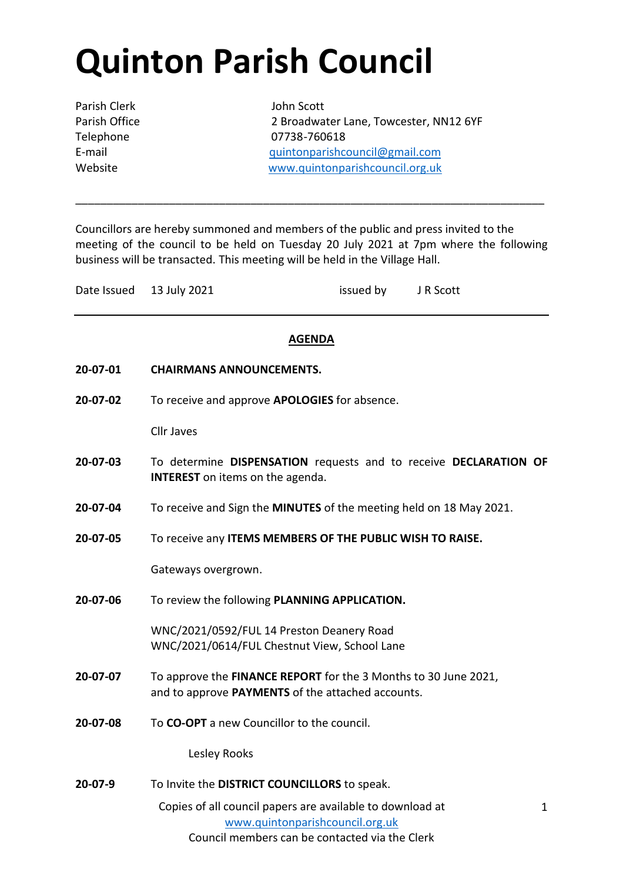# Quinton Parish Council

| | |
|---|---|
| Parish Clerk | John Scott |
| Parish Office | 2 Broadwater Lane, Towcester, NN12 6YF |
| Telephone | 07738-760618 |
| E-mail | quintonparishcouncil@gmail.com |
| Website | www.quintonparishcouncil.org.uk |

---

Councillors are hereby summoned and members of the public and press invited to the meeting of the council to be held on Tuesday 20 July 2021 at 7pm where the following business will be transacted. This meeting will be held in the Village Hall.

Date Issued 13 July 2021 issued by J R Scott

---

## AGENDA

**20-07-01** **CHAIRMANS ANNOUNCEMENTS.**

**20-07-02** To receive and approve **APOLOGIES** for absence.

Cllr Javes

**20-07-03** To determine **DISPENSATION** requests and to receive **DECLARATION OF INTEREST** on items on the agenda.

**20-07-04** To receive and Sign the **MINUTES** of the meeting held on 18 May 2021.

**20-07-05** To receive any **ITEMS MEMBERS OF THE PUBLIC WISH TO RAISE.**

Gateways overgrown.

**20-07-06** To review the following **PLANNING APPLICATION.**

WNC/2021/0592/FUL 14 Preston Deanery Road
WNC/2021/0614/FUL Chestnut View, School Lane

**20-07-07** To approve the **FINANCE REPORT** for the 3 Months to 30 June 2021, and to approve **PAYMENTS** of the attached accounts.

**20-07-08** To **CO-OPT** a new Councillor to the council.

Lesley Rooks

**20-07-9** To Invite the **DISTRICT COUNCILLORS** to speak.

Copies of all council papers are available to download at www.quintonparishcouncil.org.uk
Council members can be contacted via the Clerk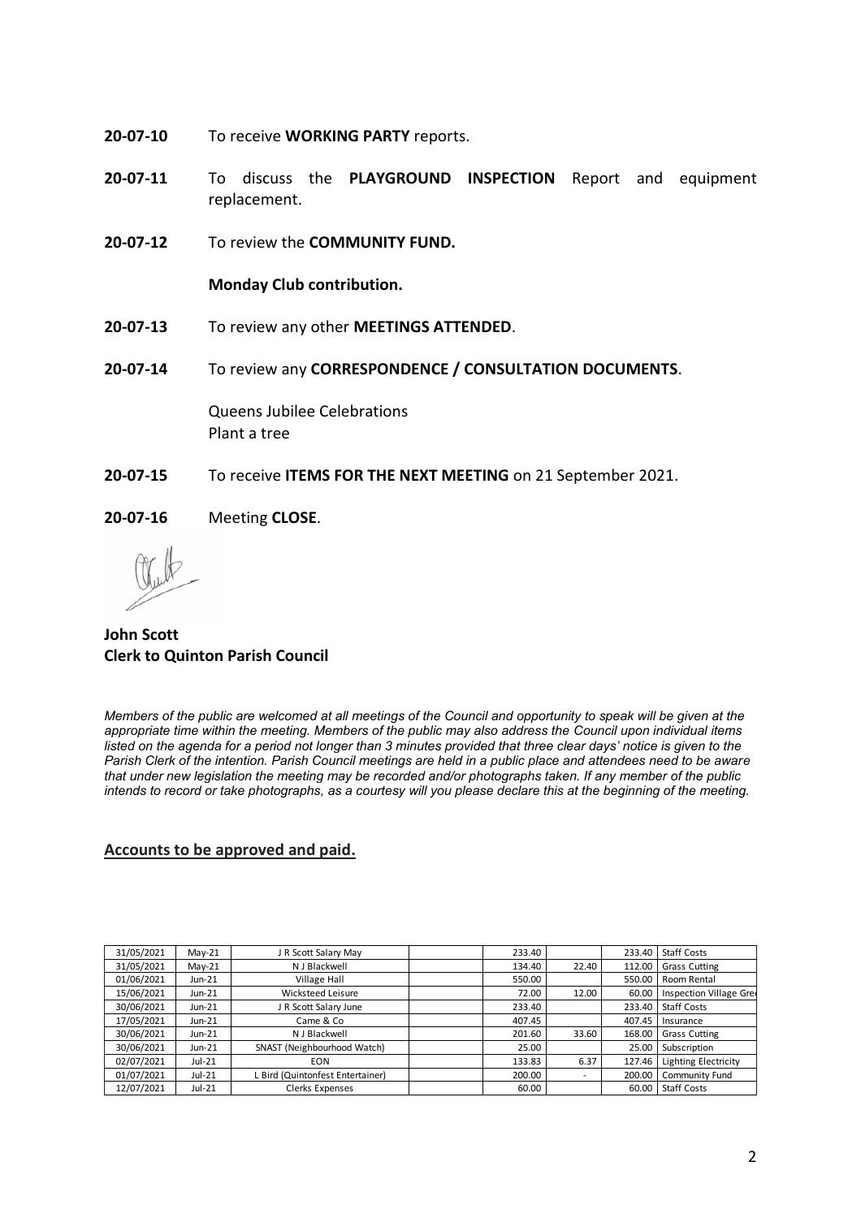**20-07-10** To receive **WORKING PARTY** reports.

**20-07-11** To discuss the **PLAYGROUND INSPECTION** Report and equipment replacement.

**20-07-12** To review the **COMMUNITY FUND.**

**Monday Club contribution.**

**20-07-13** To review any other **MEETINGS ATTENDED**.

**20-07-14** To review any **CORRESPONDENCE / CONSULTATION DOCUMENTS**.

Queens Jubilee Celebrations
Plant a tree

**20-07-15** To receive **ITEMS FOR THE NEXT MEETING** on 21 September 2021.

**20-07-16** Meeting **CLOSE**.

**John Scott**
**Clerk to Quinton Parish Council**

*Members of the public are welcomed at all meetings of the Council and opportunity to speak will be given at the appropriate time within the meeting. Members of the public may also address the Council upon individual items listed on the agenda for a period not longer than 3 minutes provided that three clear days' notice is given to the Parish Clerk of the intention. Parish Council meetings are held in a public place and attendees need to be aware that under new legislation the meeting may be recorded and/or photographs taken. If any member of the public intends to record or take photographs, as a courtesy will you please declare this at the beginning of the meeting.*

## Accounts to be approved and paid.

| | | | | | | | |
|---|---|---|---|---|---|---|---|
| 31/05/2021 | May-21 | J R Scott Salary May | | 233.40 | | 233.40 | Staff Costs |
| 31/05/2021 | May-21 | N J Blackwell | | 134.40 | 22.40 | 112.00 | Grass Cutting |
| 01/06/2021 | Jun-21 | Village Hall | | 550.00 | | 550.00 | Room Rental |
| 15/06/2021 | Jun-21 | Wicksteed Leisure | | 72.00 | 12.00 | 60.00 | Inspection Village Gre |
| 30/06/2021 | Jun-21 | J R Scott Salary June | | 233.40 | | 233.40 | Staff Costs |
| 17/05/2021 | Jun-21 | Came & Co | | 407.45 | | 407.45 | Insurance |
| 30/06/2021 | Jun-21 | N J Blackwell | | 201.60 | 33.60 | 168.00 | Grass Cutting |
| 30/06/2021 | Jun-21 | SNAST (Neighbourhood Watch) | | 25.00 | | 25.00 | Subscription |
| 02/07/2021 | Jul-21 | EON | | 133.83 | 6.37 | 127.46 | Lighting Electricity |
| 01/07/2021 | Jul-21 | L Bird (Quintonfest Entertainer) | | 200.00 | - | 200.00 | Community Fund |
| 12/07/2021 | Jul-21 | Clerks Expenses | | 60.00 | | 60.00 | Staff Costs |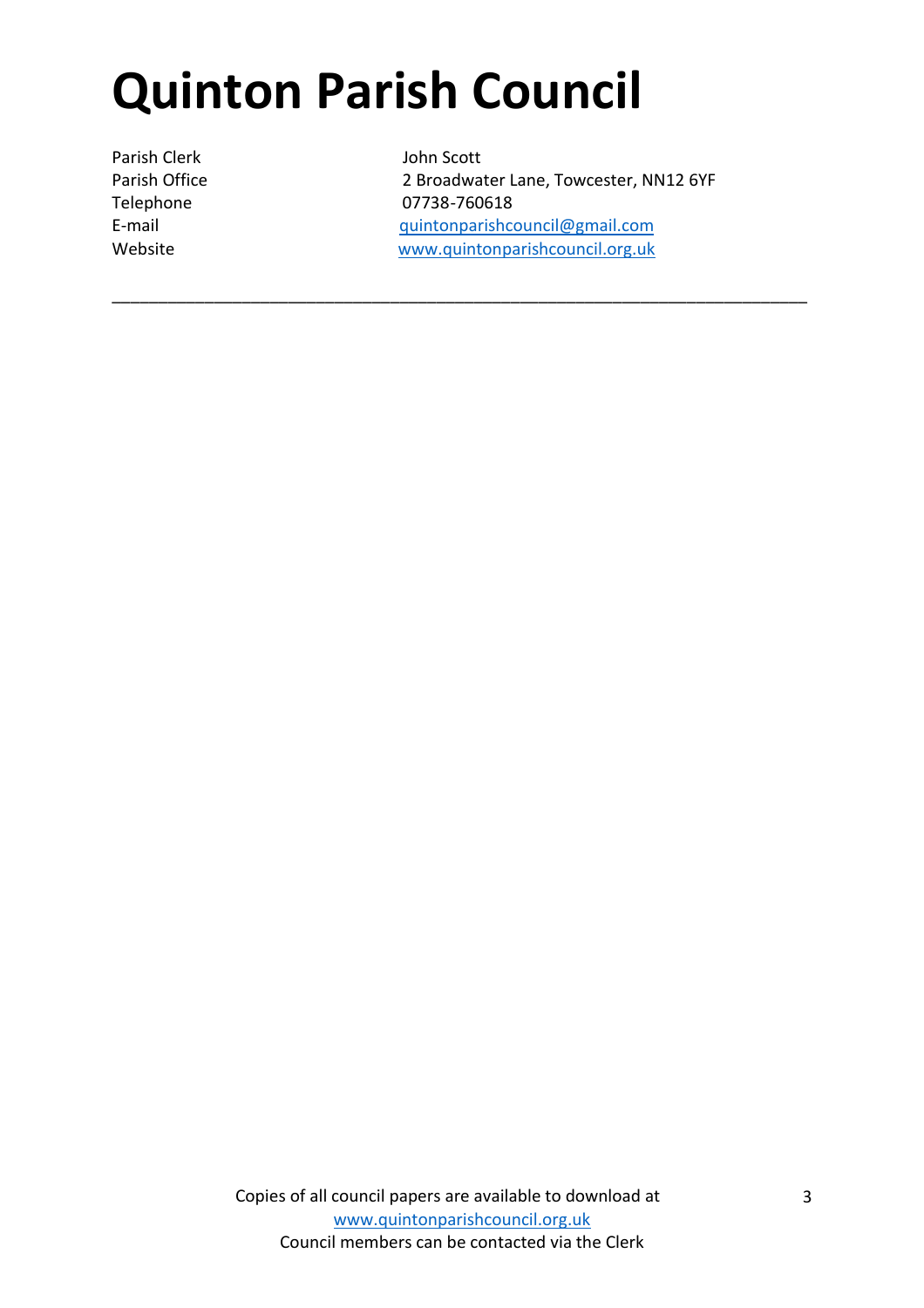# Quinton Parish Council

| | |
|---|---|
| Parish Clerk | John Scott |
| Parish Office | 2 Broadwater Lane, Towcester, NN12 6YF |
| Telephone | 07738-760618 |
| E-mail | quintonparishcouncil@gmail.com |
| Website | www.quintonparishcouncil.org.uk |

---

Copies of all council papers are available to download at
www.quintonparishcouncil.org.uk
Council members can be contacted via the Clerk